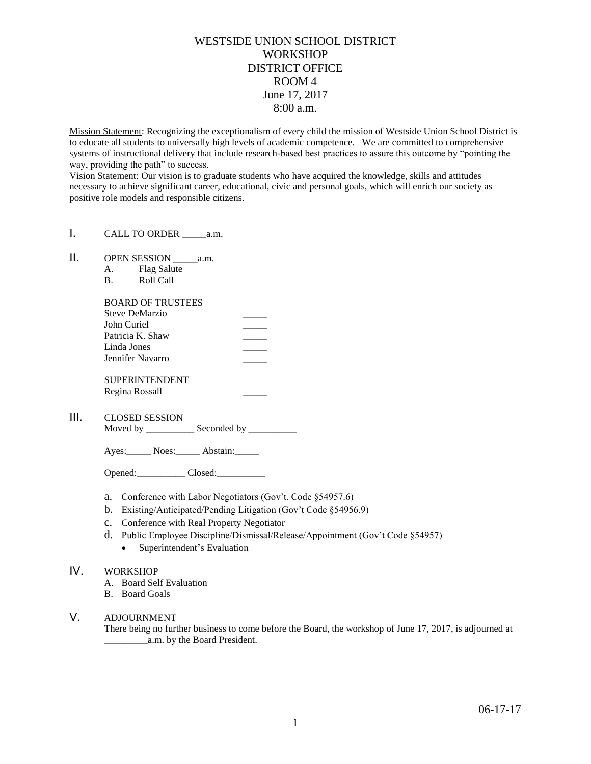# WESTSIDE UNION SCHOOL DISTRICT
## WORKSHOP
## DISTRICT OFFICE
## ROOM 4
## June 17, 2017
## 8:00 a.m.

<u>Mission Statement</u>: Recognizing the exceptionalism of every child the mission of Westside Union School District is to educate all students to universally high levels of academic competence. We are committed to comprehensive systems of instructional delivery that include research-based best practices to assure this outcome by "pointing the way, providing the path" to success.

<u>Vision Statement</u>: Our vision is to graduate students who have acquired the knowledge, skills and attitudes necessary to achieve significant career, educational, civic and personal goals, which will enrich our society as positive role models and responsible citizens.

I. CALL TO ORDER _____a.m.

II. OPEN SESSION _____a.m.
   A. Flag Salute
   B. Roll Call

   BOARD OF TRUSTEES
   Steve DeMarzio _____
   John Curiel _____
   Patricia K. Shaw _____
   Linda Jones _____
   Jennifer Navarro _____

   SUPERINTENDENT
   Regina Rossall _____

III. CLOSED SESSION
   Moved by __________ Seconded by __________

   Ayes:_____ Noes:_____ Abstain:_____

   Opened:__________ Closed:__________

   a. Conference with Labor Negotiators (Gov't. Code §54957.6)
   b. Existing/Anticipated/Pending Litigation (Gov't Code §54956.9)
   c. Conference with Real Property Negotiator
   d. Public Employee Discipline/Dismissal/Release/Appointment (Gov't Code §54957)
      - Superintendent's Evaluation

IV. WORKSHOP
   A. Board Self Evaluation
   B. Board Goals

V. ADJOURNMENT
   There being no further business to come before the Board, the workshop of June 17, 2017, is adjourned at _________a.m. by the Board President.

06-17-17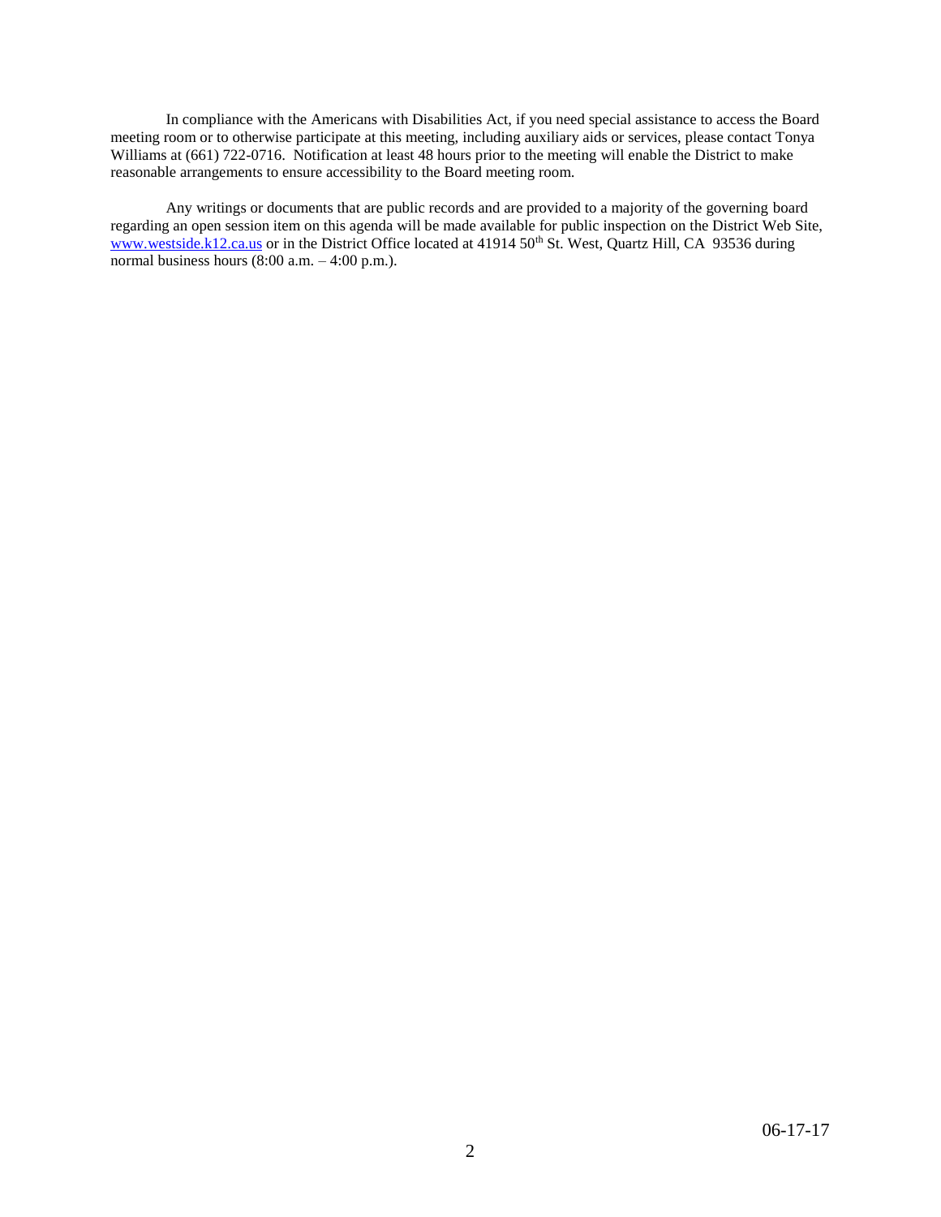In compliance with the Americans with Disabilities Act, if you need special assistance to access the Board meeting room or to otherwise participate at this meeting, including auxiliary aids or services, please contact Tonya Williams at (661) 722-0716. Notification at least 48 hours prior to the meeting will enable the District to make reasonable arrangements to ensure accessibility to the Board meeting room.

Any writings or documents that are public records and are provided to a majority of the governing board regarding an open session item on this agenda will be made available for public inspection on the District Web Site, www.westside.k12.ca.us or in the District Office located at 41914 50th St. West, Quartz Hill, CA 93536 during normal business hours (8:00 a.m. – 4:00 p.m.).

06-17-17